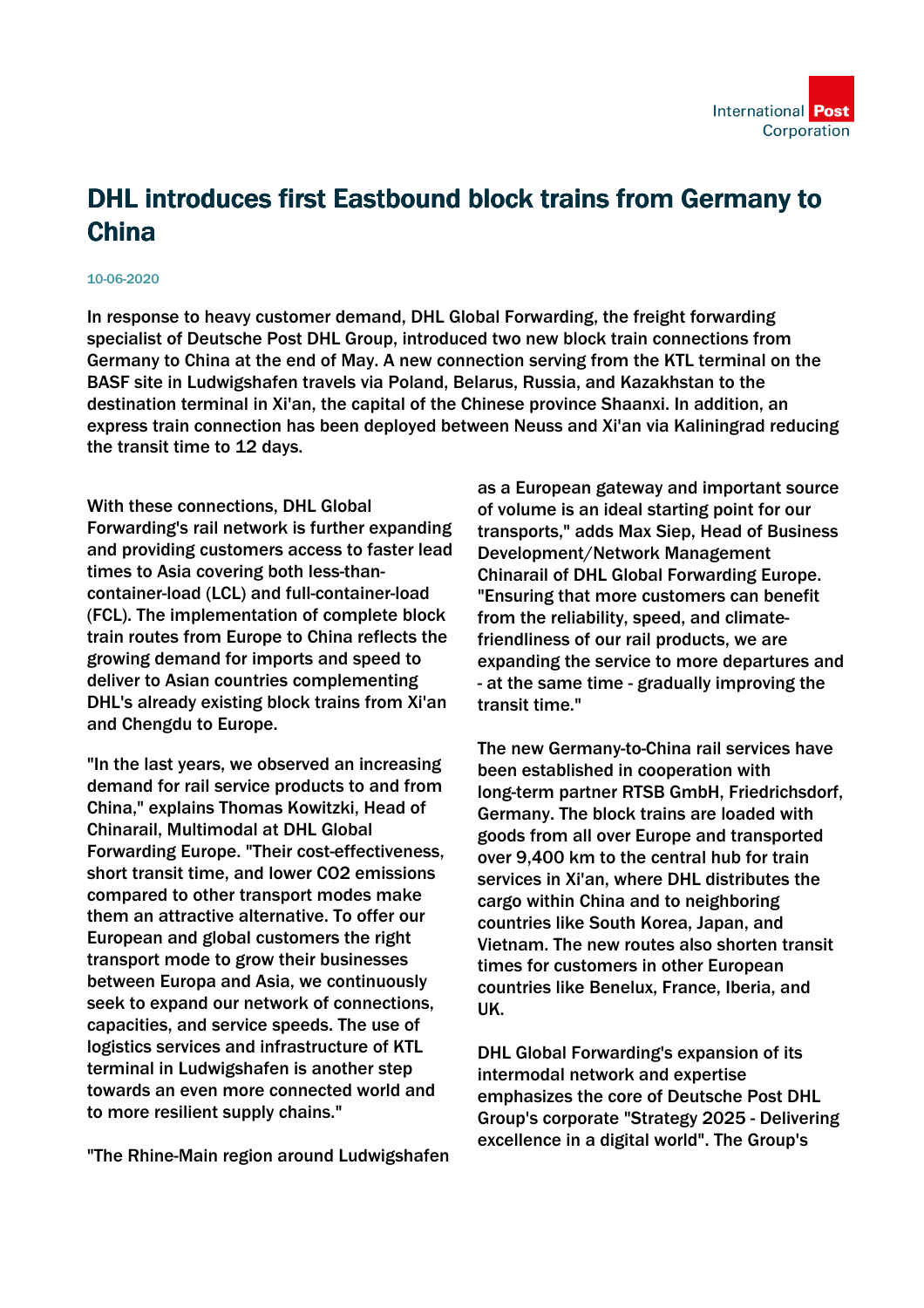# DHL introduces first Eastbound block trains from Germany to China

10-06-2020

In response to heavy customer demand, DHL Global Forwarding, the freight forwarding specialist of Deutsche Post DHL Group, introduced two new block train connections from Germany to China at the end of May. A new connection serving from the KTL terminal on the BASF site in Ludwigshafen travels via Poland, Belarus, Russia, and Kazakhstan to the destination terminal in Xi'an, the capital of the Chinese province Shaanxi. In addition, an express train connection has been deployed between Neuss and Xi'an via Kaliningrad reducing the transit time to 12 days.

With these connections, DHL Global Forwarding's rail network is further expanding and providing customers access to faster lead times to Asia covering both less-than-container-load (LCL) and full-container-load (FCL). The implementation of complete block train routes from Europe to China reflects the growing demand for imports and speed to deliver to Asian countries complementing DHL's already existing block trains from Xi'an and Chengdu to Europe.

"In the last years, we observed an increasing demand for rail service products to and from China," explains Thomas Kowitzki, Head of Chinarail, Multimodal at DHL Global Forwarding Europe. "Their cost-effectiveness, short transit time, and lower CO2 emissions compared to other transport modes make them an attractive alternative. To offer our European and global customers the right transport mode to grow their businesses between Europa and Asia, we continuously seek to expand our network of connections, capacities, and service speeds. The use of logistics services and infrastructure of KTL terminal in Ludwigshafen is another step towards an even more connected world and to more resilient supply chains."

"The Rhine-Main region around Ludwigshafen as a European gateway and important source of volume is an ideal starting point for our transports," adds Max Siep, Head of Business Development/Network Management Chinarail of DHL Global Forwarding Europe. "Ensuring that more customers can benefit from the reliability, speed, and climate-friendliness of our rail products, we are expanding the service to more departures and - at the same time - gradually improving the transit time."

The new Germany-to-China rail services have been established in cooperation with long-term partner RTSB GmbH, Friedrichsdorf, Germany. The block trains are loaded with goods from all over Europe and transported over 9,400 km to the central hub for train services in Xi'an, where DHL distributes the cargo within China and to neighboring countries like South Korea, Japan, and Vietnam. The new routes also shorten transit times for customers in other European countries like Benelux, France, Iberia, and UK.

DHL Global Forwarding's expansion of its intermodal network and expertise emphasizes the core of Deutsche Post DHL Group's corporate "Strategy 2025 - Delivering excellence in a digital world". The Group's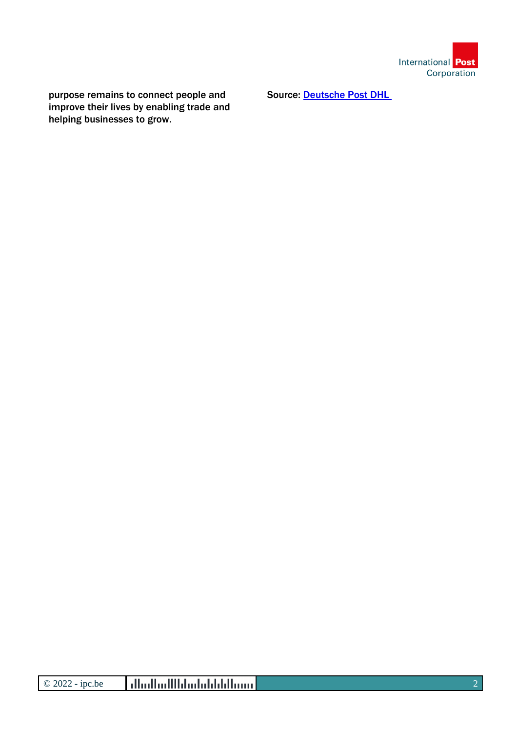**purpose remains to connect people and improve their lives by enabling trade and helping businesses to grow.**

Source: [Deutsche Post DHL](#)